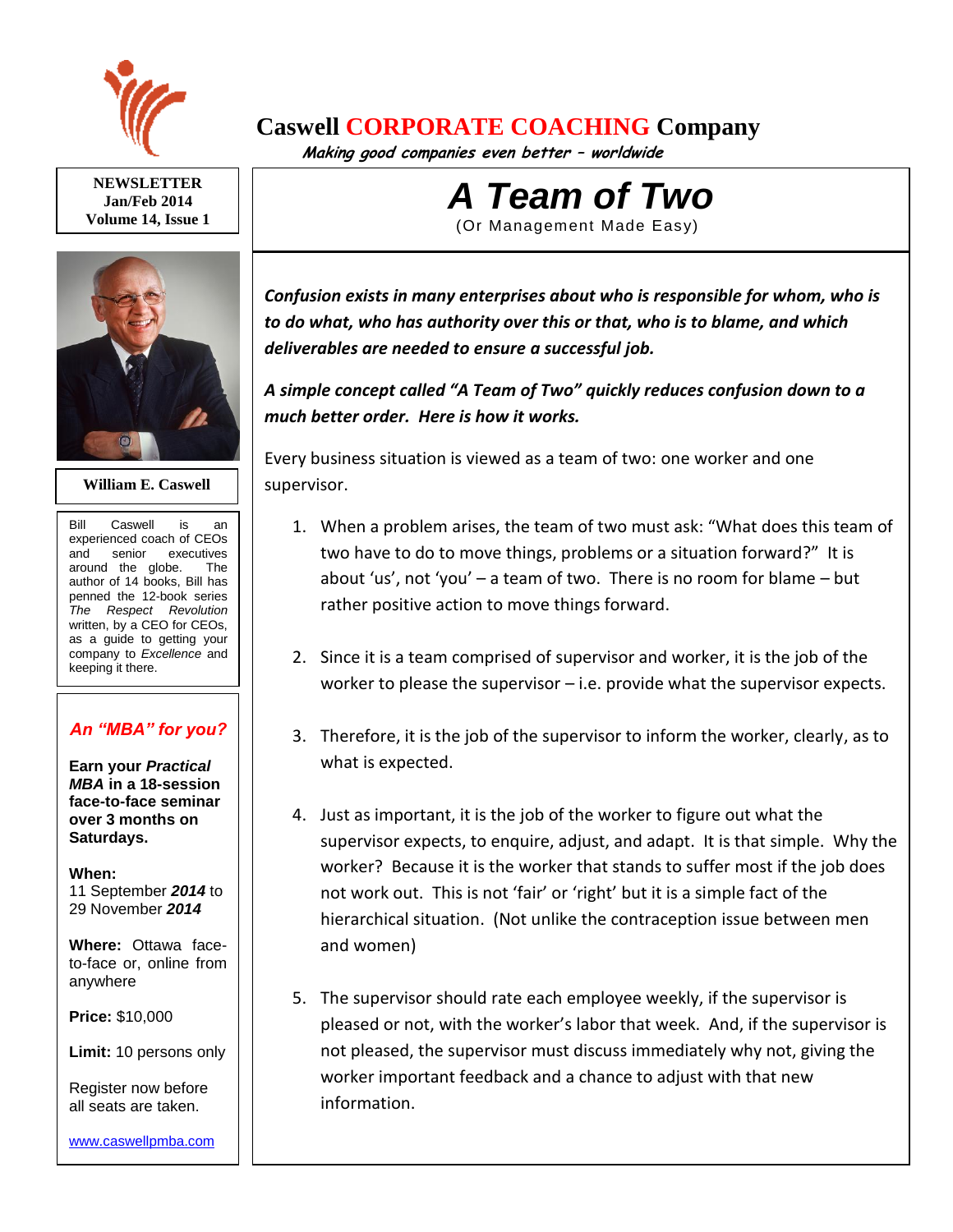# Caswell CORPORATE COACHING Company

*Making good companies even better – worldwide*

**NEWSLETTER**
**Jan/Feb 2014**
**Volume 14, Issue 1**

**William E. Caswell**

Bill Caswell is an experienced coach of CEOs and senior executives around the globe. The author of 14 books, Bill has penned the 12-book series *The Respect Revolution* written, by a CEO for CEOs, as a guide to getting your company to *Excellence* and keeping it there.

### *An "MBA" for you?*

**Earn your *Practical MBA* in a 18-session face-to-face seminar over 3 months on Saturdays.**

**When:**
11 September ***2014*** to 29 November ***2014***

**Where:** Ottawa face-to-face or, online from anywhere

**Price:** $10,000

**Limit:** 10 persons only

Register now before all seats are taken.

www.caswellpmba.com

# *A Team of Two*

(Or Management Made Easy)

***Confusion exists in many enterprises about who is responsible for whom, who is to do what, who has authority over this or that, who is to blame, and which deliverables are needed to ensure a successful job.***

***A simple concept called "A Team of Two" quickly reduces confusion down to a much better order. Here is how it works.***

Every business situation is viewed as a team of two: one worker and one supervisor.

1. When a problem arises, the team of two must ask: "What does this team of two have to do to move things, problems or a situation forward?" It is about 'us', not 'you' – a team of two. There is no room for blame – but rather positive action to move things forward.

2. Since it is a team comprised of supervisor and worker, it is the job of the worker to please the supervisor – i.e. provide what the supervisor expects.

3. Therefore, it is the job of the supervisor to inform the worker, clearly, as to what is expected.

4. Just as important, it is the job of the worker to figure out what the supervisor expects, to enquire, adjust, and adapt. It is that simple. Why the worker? Because it is the worker that stands to suffer most if the job does not work out. This is not 'fair' or 'right' but it is a simple fact of the hierarchical situation. (Not unlike the contraception issue between men and women)

5. The supervisor should rate each employee weekly, if the supervisor is pleased or not, with the worker's labor that week. And, if the supervisor is not pleased, the supervisor must discuss immediately why not, giving the worker important feedback and a chance to adjust with that new information.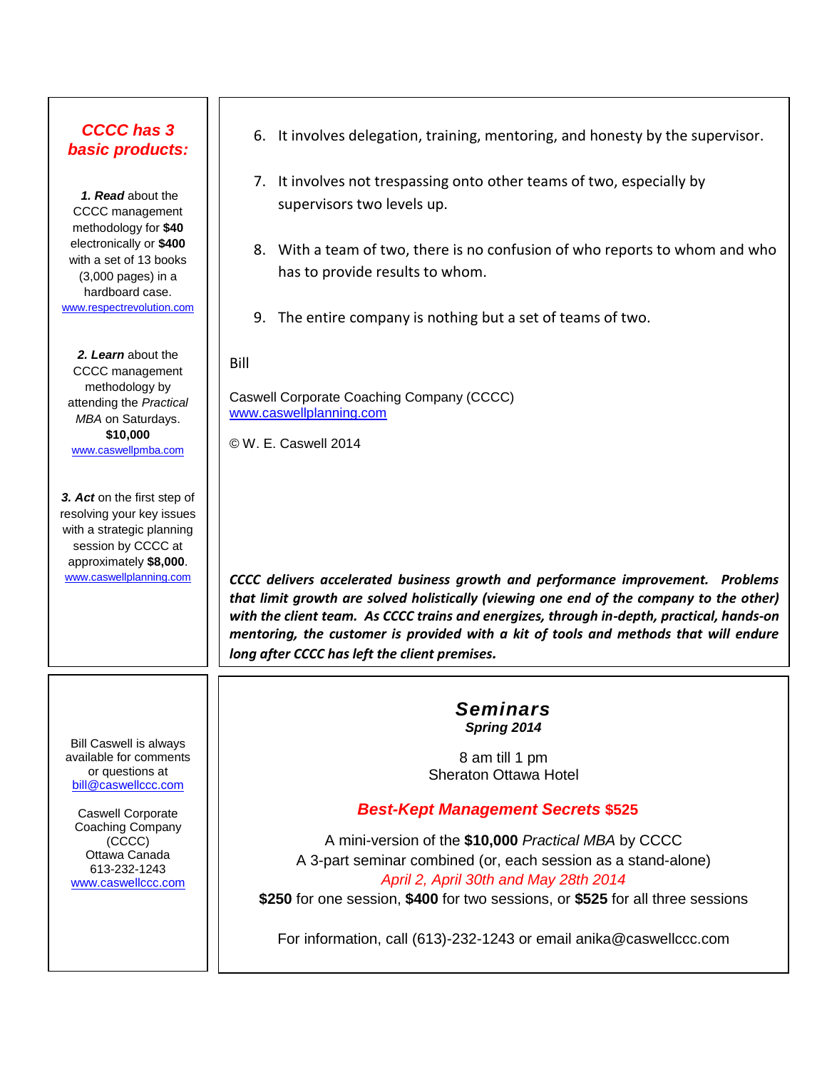6. It involves delegation, training, mentoring, and honesty by the supervisor.

7. It involves not trespassing onto other teams of two, especially by supervisors two levels up.

8. With a team of two, there is no confusion of who reports to whom and who has to provide results to whom.

9. The entire company is nothing but a set of teams of two.

Bill

Caswell Corporate Coaching Company (CCCC)
www.caswellplanning.com

© W. E. Caswell 2014

***CCCC delivers accelerated business growth and performance improvement. Problems that limit growth are solved holistically (viewing one end of the company to the other) with the client team. As CCCC trains and energizes, through in-depth, practical, hands-on mentoring, the customer is provided with a kit of tools and methods that will endure long after CCCC has left the client premises.***

## *CCCC has 3 basic products:*

***1. Read*** about the CCCC management methodology for **$40** electronically or **$400** with a set of 13 books (3,000 pages) in a hardboard case.
www.respectrevolution.com

***2. Learn*** about the CCCC management methodology by attending the *Practical MBA* on Saturdays.
**$10,000**
www.caswellpmba.com

***3. Act*** on the first step of resolving your key issues with a strategic planning session by CCCC at approximately **$8,000**.
www.caswellplanning.com

Bill Caswell is always available for comments or questions at
bill@caswellccc.com

Caswell Corporate Coaching Company (CCCC)
Ottawa Canada
613-232-1243
www.caswellccc.com

## *Seminars*

***Spring 2014***

8 am till 1 pm
Sheraton Ottawa Hotel

***Best-Kept Management Secrets*** **$525**

A mini-version of the **$10,000** *Practical MBA* by CCCC
A 3-part seminar combined (or, each session as a stand-alone)
*April 2, April 30th and May 28th 2014*
**$250** for one session, **$400** for two sessions, or **$525** for all three sessions

For information, call (613)-232-1243 or email anika@caswellccc.com